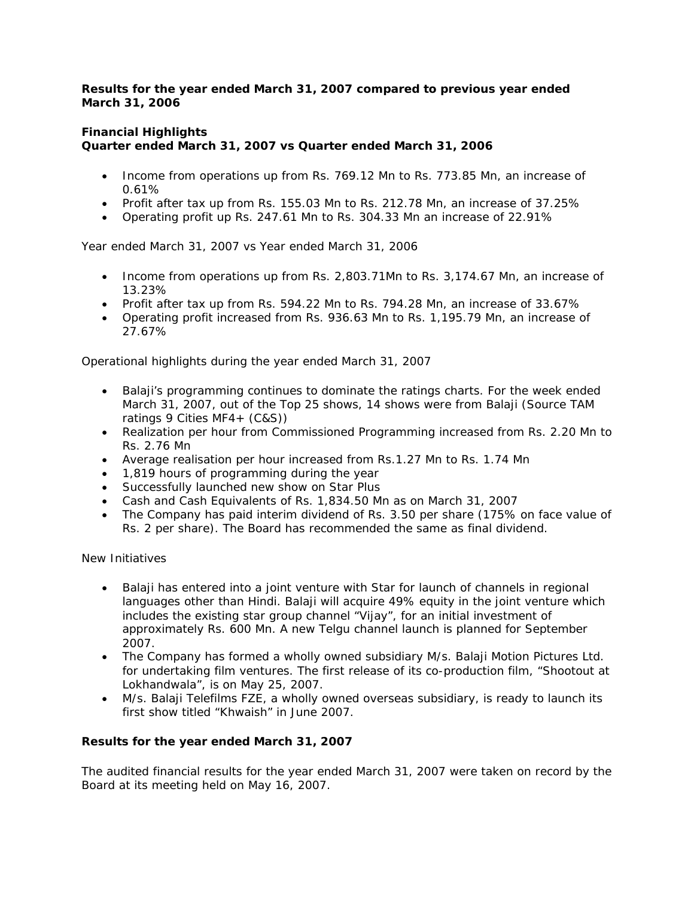**Results for the year ended March 31, 2007 compared to previous year ended March 31, 2006**

**Financial Highlights**
**Quarter ended March 31, 2007 vs Quarter ended March 31, 2006**

- Income from operations up from Rs. 769.12 Mn to Rs. 773.85 Mn, an increase of 0.61%
- Profit after tax up from Rs. 155.03 Mn to Rs. 212.78 Mn, an increase of 37.25%
- Operating profit up Rs. 247.61 Mn to Rs. 304.33 Mn an increase of 22.91%

Year ended March 31, 2007 vs Year ended March 31, 2006

- Income from operations up from Rs. 2,803.71Mn to Rs. 3,174.67 Mn, an increase of 13.23%
- Profit after tax up from Rs. 594.22 Mn to Rs. 794.28 Mn, an increase of 33.67%
- Operating profit increased from Rs. 936.63 Mn to Rs. 1,195.79 Mn, an increase of 27.67%

Operational highlights during the year ended March 31, 2007

- Balaji's programming continues to dominate the ratings charts. For the week ended March 31, 2007, out of the Top 25 shows, 14 shows were from Balaji (Source TAM ratings 9 Cities MF4+ (C&S))
- Realization per hour from Commissioned Programming increased from Rs. 2.20 Mn to Rs. 2.76 Mn
- Average realisation per hour increased from Rs.1.27 Mn to Rs. 1.74 Mn
- 1,819 hours of programming during the year
- Successfully launched new show on Star Plus
- Cash and Cash Equivalents of Rs. 1,834.50 Mn as on March 31, 2007
- The Company has paid interim dividend of Rs. 3.50 per share (175% on face value of Rs. 2 per share). The Board has recommended the same as final dividend.

New Initiatives

- Balaji has entered into a joint venture with Star for launch of channels in regional languages other than Hindi. Balaji will acquire 49% equity in the joint venture which includes the existing star group channel "Vijay", for an initial investment of approximately Rs. 600 Mn. A new Telgu channel launch is planned for September 2007.
- The Company has formed a wholly owned subsidiary M/s. Balaji Motion Pictures Ltd. for undertaking film ventures. The first release of its co-production film, "Shootout at Lokhandwala", is on May 25, 2007.
- M/s. Balaji Telefilms FZE, a wholly owned overseas subsidiary, is ready to launch its first show titled "Khwaish" in June 2007.

**Results for the year ended March 31, 2007**

The audited financial results for the year ended March 31, 2007 were taken on record by the Board at its meeting held on May 16, 2007.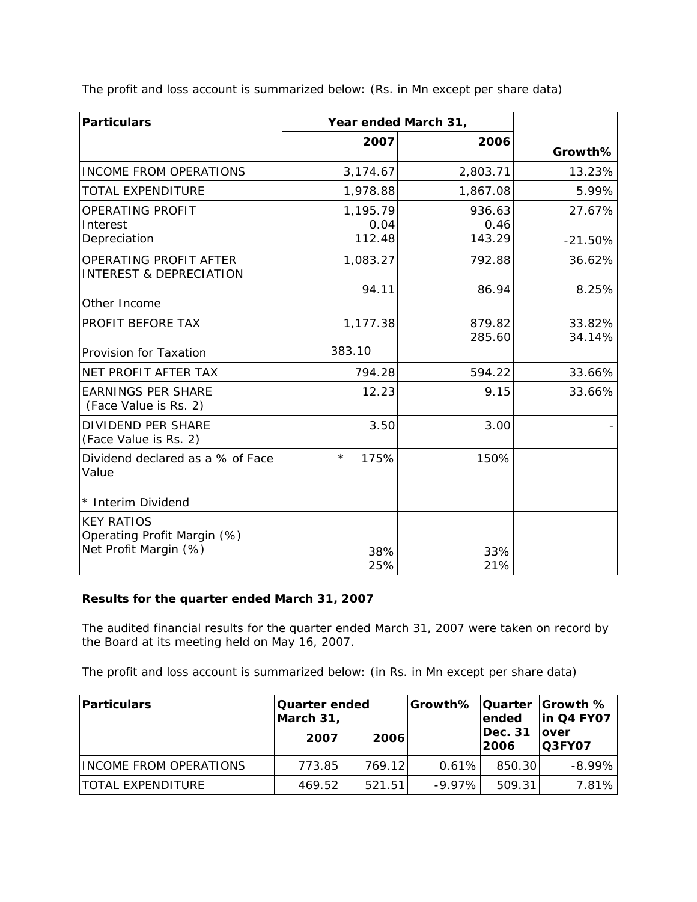The profit and loss account is summarized below: (Rs. in Mn except per share data)

| Particulars | Year ended March 31, | | Growth% |
|---|---|---|---|
| | 2007 | 2006 | |
| INCOME FROM OPERATIONS | 3,174.67 | 2,803.71 | 13.23% |
| TOTAL EXPENDITURE | 1,978.88 | 1,867.08 | 5.99% |
| OPERATING PROFIT | 1,195.79 | 936.63 | 27.67% |
| Interest | 0.04 | 0.46 | |
| Depreciation | 112.48 | 143.29 | -21.50% |
| OPERATING PROFIT AFTER INTEREST & DEPRECIATION | 1,083.27 | 792.88 | 36.62% |
| Other Income | 94.11 | 86.94 | 8.25% |
| PROFIT BEFORE TAX | 1,177.38 | 879.82 | 33.82% |
| Provision for Taxation | 383.10 | 285.60 | 34.14% |
| NET PROFIT AFTER TAX | 794.28 | 594.22 | 33.66% |
| EARNINGS PER SHARE (Face Value is Rs. 2) | 12.23 | 9.15 | 33.66% |
| DIVIDEND PER SHARE (Face Value is Rs. 2) | 3.50 | 3.00 | - |
| Dividend declared as a % of Face Value | * 175% | 150% | |
| * Interim Dividend | | | |
| KEY RATIOS | | | |
| Operating Profit Margin (%) | 38% | 33% | |
| Net Profit Margin (%) | 25% | 21% | |

**Results for the quarter ended March 31, 2007**

The audited financial results for the quarter ended March 31, 2007 were taken on record by the Board at its meeting held on May 16, 2007.

The profit and loss account is summarized below: (in Rs. in Mn except per share data)

| Particulars | Quarter ended March 31, | | Growth% | Quarter ended Dec. 31 2006 | Growth % in Q4 FY07 over Q3FY07 |
|---|---|---|---|---|---|
| | 2007 | 2006 | | | |
| INCOME FROM OPERATIONS | 773.85 | 769.12 | 0.61% | 850.30 | -8.99% |
| TOTAL EXPENDITURE | 469.52 | 521.51 | -9.97% | 509.31 | 7.81% |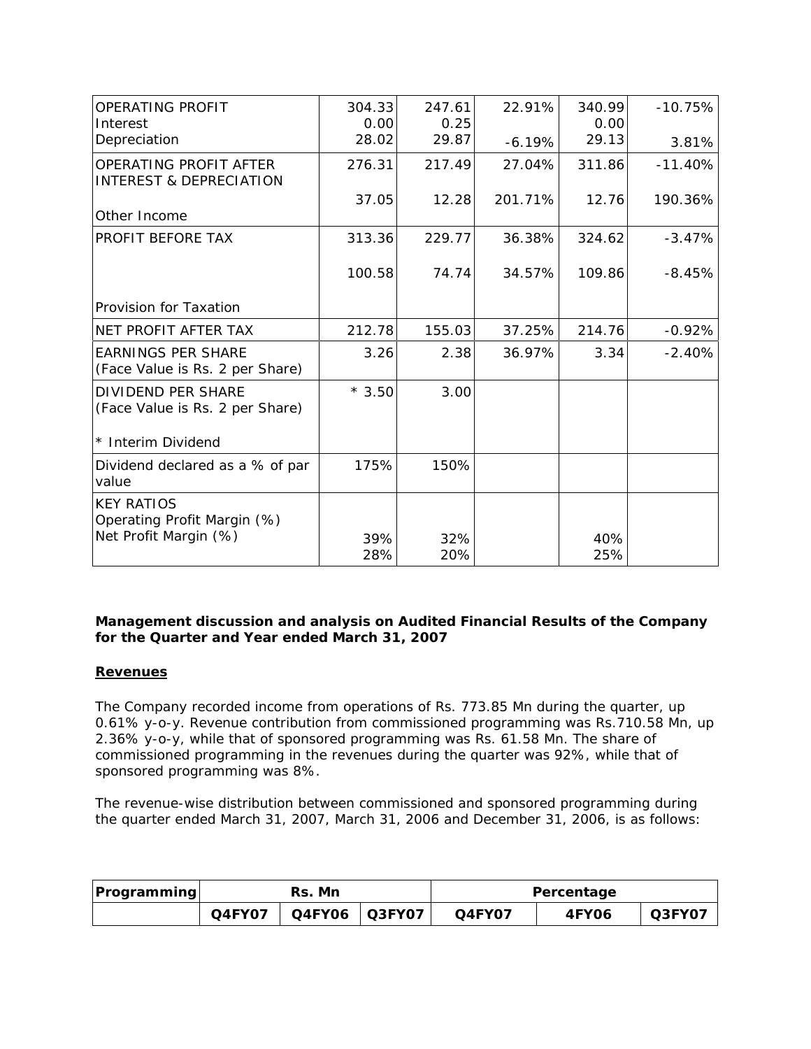| OPERATING PROFIT<br>Interest<br>Depreciation | 304.33<br>0.00<br>28.02 | 247.61<br>0.25<br>29.87 | 22.91%<br><br>-6.19% | 340.99<br>0.00<br>29.13 | -10.75%<br><br>3.81% |
|---|---|---|---|---|---|
| OPERATING PROFIT AFTER INTEREST & DEPRECIATION<br><br>Other Income | 276.31<br><br>37.05 | 217.49<br><br>12.28 | 27.04%<br><br>201.71% | 311.86<br><br>12.76 | -11.40%<br><br>190.36% |
| PROFIT BEFORE TAX<br><br>Provision for Taxation | 313.36<br><br>100.58 | 229.77<br><br>74.74 | 36.38%<br><br>34.57% | 324.62<br><br>109.86 | -3.47%<br><br>-8.45% |
| NET PROFIT AFTER TAX | 212.78 | 155.03 | 37.25% | 214.76 | -0.92% |
| EARNINGS PER SHARE (Face Value is Rs. 2 per Share) | 3.26 | 2.38 | 36.97% | 3.34 | -2.40% |
| DIVIDEND PER SHARE (Face Value is Rs. 2 per Share)<br><br>* Interim Dividend | * 3.50 | 3.00 | | | |
| Dividend declared as a % of par value | 175% | 150% | | | |
| KEY RATIOS<br>Operating Profit Margin (%)<br>Net Profit Margin (%) | <br>39%<br>28% | <br>32%<br>20% | | <br>40%<br>25% | |

**Management discussion and analysis on Audited Financial Results of the Company for the Quarter and Year ended March 31, 2007**

**Revenues**

The Company recorded income from operations of Rs. 773.85 Mn during the quarter, up 0.61% y-o-y. Revenue contribution from commissioned programming was Rs.710.58 Mn, up 2.36% y-o-y, while that of sponsored programming was Rs. 61.58 Mn. The share of commissioned programming in the revenues during the quarter was 92%, while that of sponsored programming was 8%.

The revenue-wise distribution between commissioned and sponsored programming during the quarter ended March 31, 2007, March 31, 2006 and December 31, 2006, is as follows:

| Programming | Rs. Mn | | | Percentage | | |
|---|---|---|---|---|---|---|
| | Q4FY07 | Q4FY06 | Q3FY07 | Q4FY07 | 4FY06 | Q3FY07 |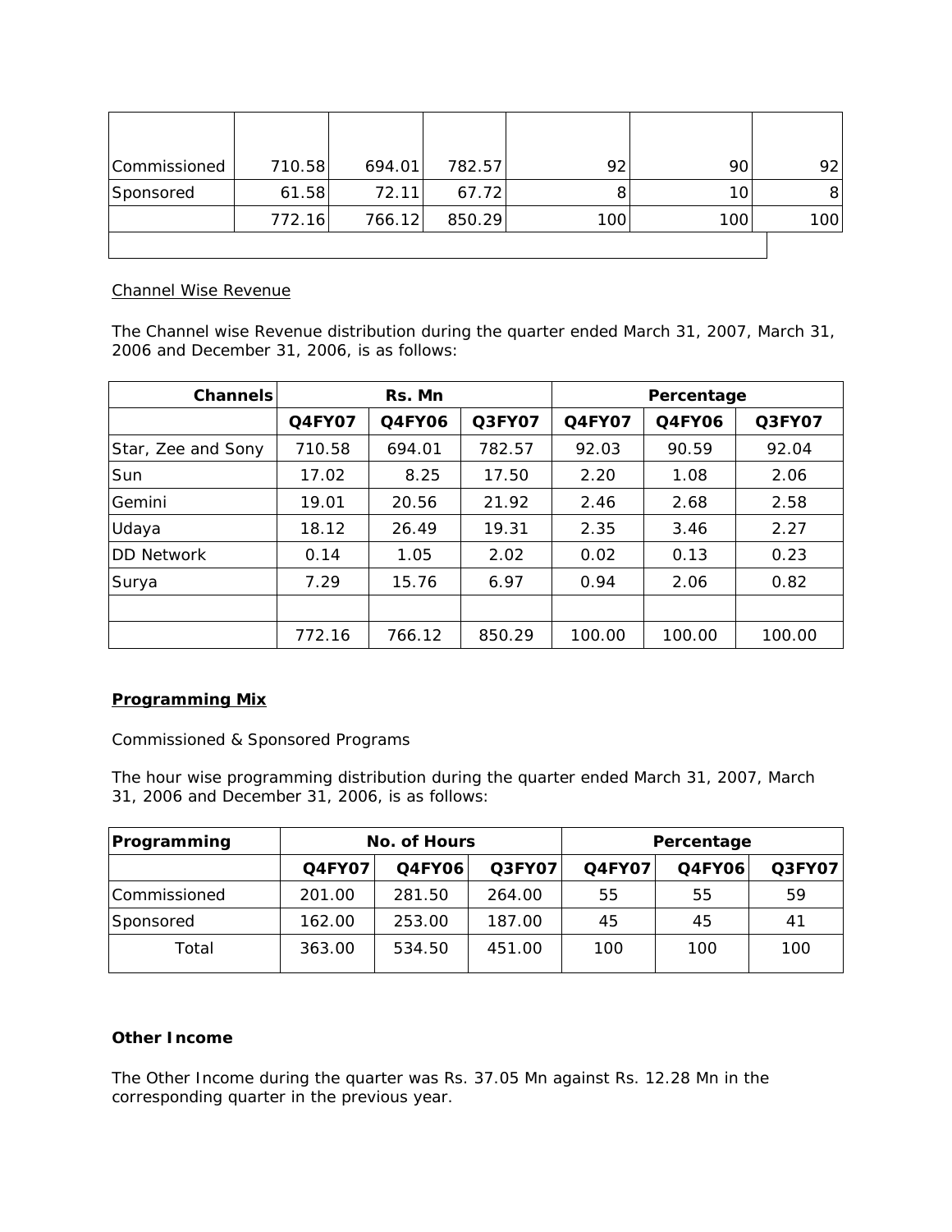| | | | | | | |
|---|---|---|---|---|---|---|
| Commissioned | 710.58 | 694.01 | 782.57 | 92 | 90 | 92 |
| Sponsored | 61.58 | 72.11 | 67.72 | 8 | 10 | 8 |
| | 772.16 | 766.12 | 850.29 | 100 | 100 | 100 |

Channel Wise Revenue

The Channel wise Revenue distribution during the quarter ended March 31, 2007, March 31, 2006 and December 31, 2006, is as follows:

| Channels | Rs. Mn | | | Percentage | | |
|---|---|---|---|---|---|---|
| | Q4FY07 | Q4FY06 | Q3FY07 | Q4FY07 | Q4FY06 | Q3FY07 |
| Star, Zee and Sony | 710.58 | 694.01 | 782.57 | 92.03 | 90.59 | 92.04 |
| Sun | 17.02 | 8.25 | 17.50 | 2.20 | 1.08 | 2.06 |
| Gemini | 19.01 | 20.56 | 21.92 | 2.46 | 2.68 | 2.58 |
| Udaya | 18.12 | 26.49 | 19.31 | 2.35 | 3.46 | 2.27 |
| DD Network | 0.14 | 1.05 | 2.02 | 0.02 | 0.13 | 0.23 |
| Surya | 7.29 | 15.76 | 6.97 | 0.94 | 2.06 | 0.82 |
| | | | | | | |
| | 772.16 | 766.12 | 850.29 | 100.00 | 100.00 | 100.00 |

**Programming Mix**

Commissioned & Sponsored Programs

The hour wise programming distribution during the quarter ended March 31, 2007, March 31, 2006 and December 31, 2006, is as follows:

| Programming | No. of Hours | | | Percentage | | |
|---|---|---|---|---|---|---|
| | Q4FY07 | Q4FY06 | Q3FY07 | Q4FY07 | Q4FY06 | Q3FY07 |
| Commissioned | 201.00 | 281.50 | 264.00 | 55 | 55 | 59 |
| Sponsored | 162.00 | 253.00 | 187.00 | 45 | 45 | 41 |
| Total | 363.00 | 534.50 | 451.00 | 100 | 100 | 100 |

**Other Income**

The Other Income during the quarter was Rs. 37.05 Mn against Rs. 12.28 Mn in the corresponding quarter in the previous year.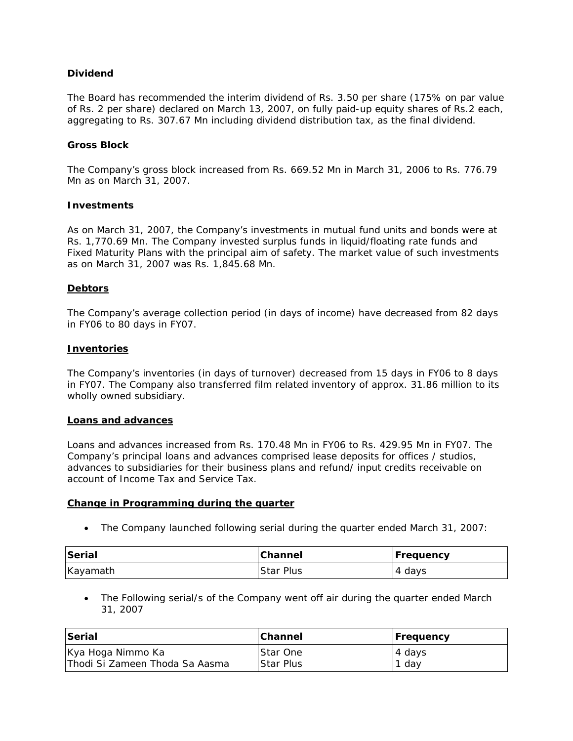**Dividend**

The Board has recommended the interim dividend of Rs. 3.50 per share (175% on par value of Rs. 2 per share) declared on March 13, 2007, on fully paid-up equity shares of Rs.2 each, aggregating to Rs. 307.67 Mn including dividend distribution tax, as the final dividend.

**Gross Block**

The Company's gross block increased from Rs. 669.52 Mn in March 31, 2006 to Rs. 776.79 Mn as on March 31, 2007.

**Investments**

As on March 31, 2007, the Company's investments in mutual fund units and bonds were at Rs. 1,770.69 Mn. The Company invested surplus funds in liquid/floating rate funds and Fixed Maturity Plans with the principal aim of safety. The market value of such investments as on March 31, 2007 was Rs. 1,845.68 Mn.

**Debtors**

The Company's average collection period (in days of income) have decreased from 82 days in FY06 to 80 days in FY07.

**Inventories**

The Company's inventories (in days of turnover) decreased from 15 days in FY06 to 8 days in FY07. The Company also transferred film related inventory of approx. 31.86 million to its wholly owned subsidiary.

**Loans and advances**

Loans and advances increased from Rs. 170.48 Mn in FY06 to Rs. 429.95 Mn in FY07. The Company's principal loans and advances comprised lease deposits for offices / studios, advances to subsidiaries for their business plans and refund/ input credits receivable on account of Income Tax and Service Tax.

**Change in Programming during the quarter**

- The Company launched following serial during the quarter ended March 31, 2007:

| Serial | Channel | Frequency |
|---|---|---|
| Kayamath | Star Plus | 4 days |

- The Following serial/s of the Company went off air during the quarter ended March 31, 2007

| Serial | Channel | Frequency |
|---|---|---|
| Kya Hoga Nimmo Ka | Star One | 4 days |
| Thodi Si Zameen Thoda Sa Aasma | Star Plus | 1 day |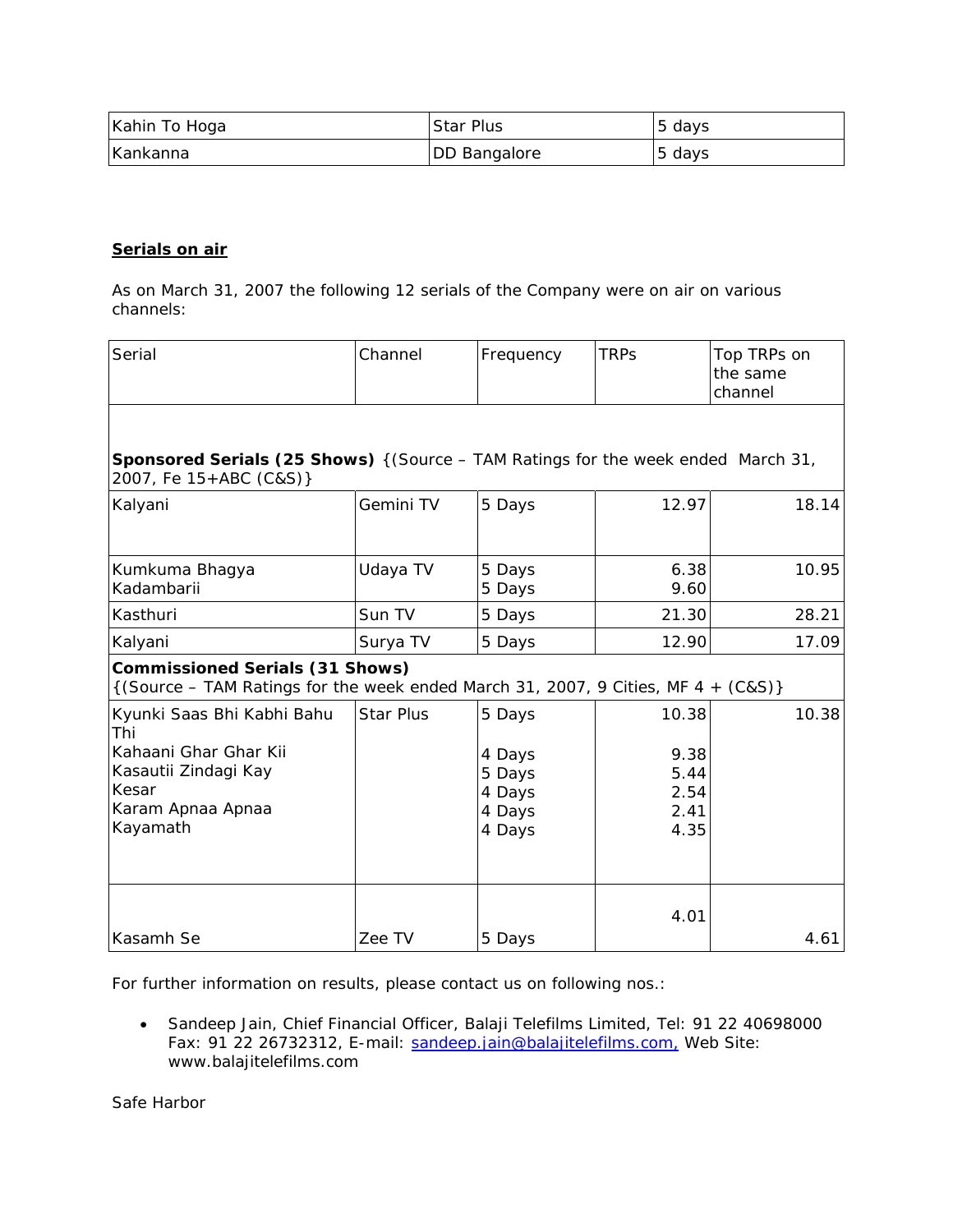| Kahin To Hoga | Star Plus | 5 days |
|---|---|---|
| Kankanna | DD Bangalore | 5 days |

**Serials on air**

As on March 31, 2007 the following 12 serials of the Company were on air on various channels:

| Serial | Channel | Frequency | TRPs | Top TRPs on the same channel |
|---|---|---|---|---|
| **Sponsored Serials (25 Shows)** {(Source – TAM Ratings for the week ended March 31, 2007, Fe 15+ABC (C&S)} | | | | |
| Kalyani | Gemini TV | 5 Days | 12.97 | 18.14 |
| Kumkuma Bhagya | Udaya TV | 5 Days | 6.38 | 10.95 |
| Kadambarii | | 5 Days | 9.60 | |
| Kasthuri | Sun TV | 5 Days | 21.30 | 28.21 |
| Kalyani | Surya TV | 5 Days | 12.90 | 17.09 |
| **Commissioned Serials (31 Shows)** {(Source – TAM Ratings for the week ended March 31, 2007, 9 Cities, MF 4 + (C&S)} | | | | |
| Kyunki Saas Bhi Kabhi Bahu Thi | Star Plus | 5 Days | 10.38 | 10.38 |
| Kahaani Ghar Ghar Kii | | 4 Days | 9.38 | |
| Kasautii Zindagi Kay | | 5 Days | 5.44 | |
| Kesar | | 4 Days | 2.54 | |
| Karam Apnaa Apnaa | | 4 Days | 2.41 | |
| Kayamath | | 4 Days | 4.35 | |
| Kasamh Se | Zee TV | 5 Days | 4.01 | 4.61 |

For further information on results, please contact us on following nos.:

- Sandeep Jain, Chief Financial Officer, Balaji Telefilms Limited, Tel: 91 22 40698000 Fax: 91 22 26732312, E-mail: sandeep.jain@balajitelefilms.com, Web Site: www.balajitelefilms.com

Safe Harbor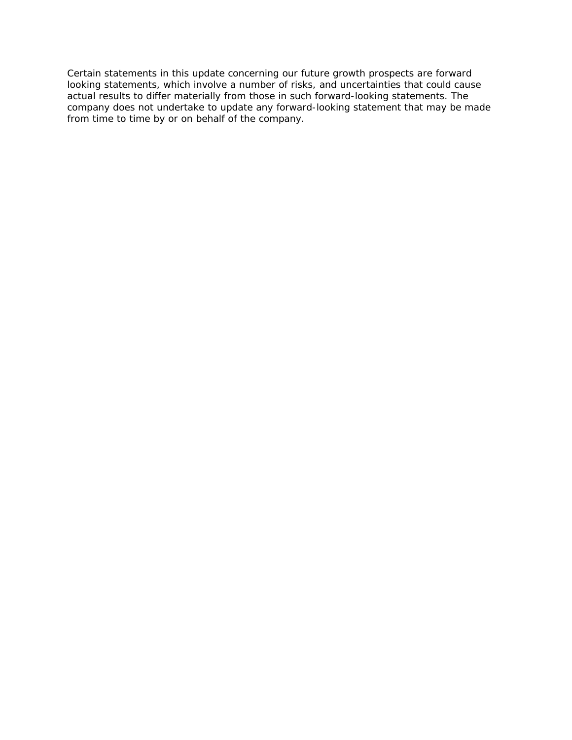Certain statements in this update concerning our future growth prospects are forward looking statements, which involve a number of risks, and uncertainties that could cause actual results to differ materially from those in such forward-looking statements. The company does not undertake to update any forward-looking statement that may be made from time to time by or on behalf of the company.